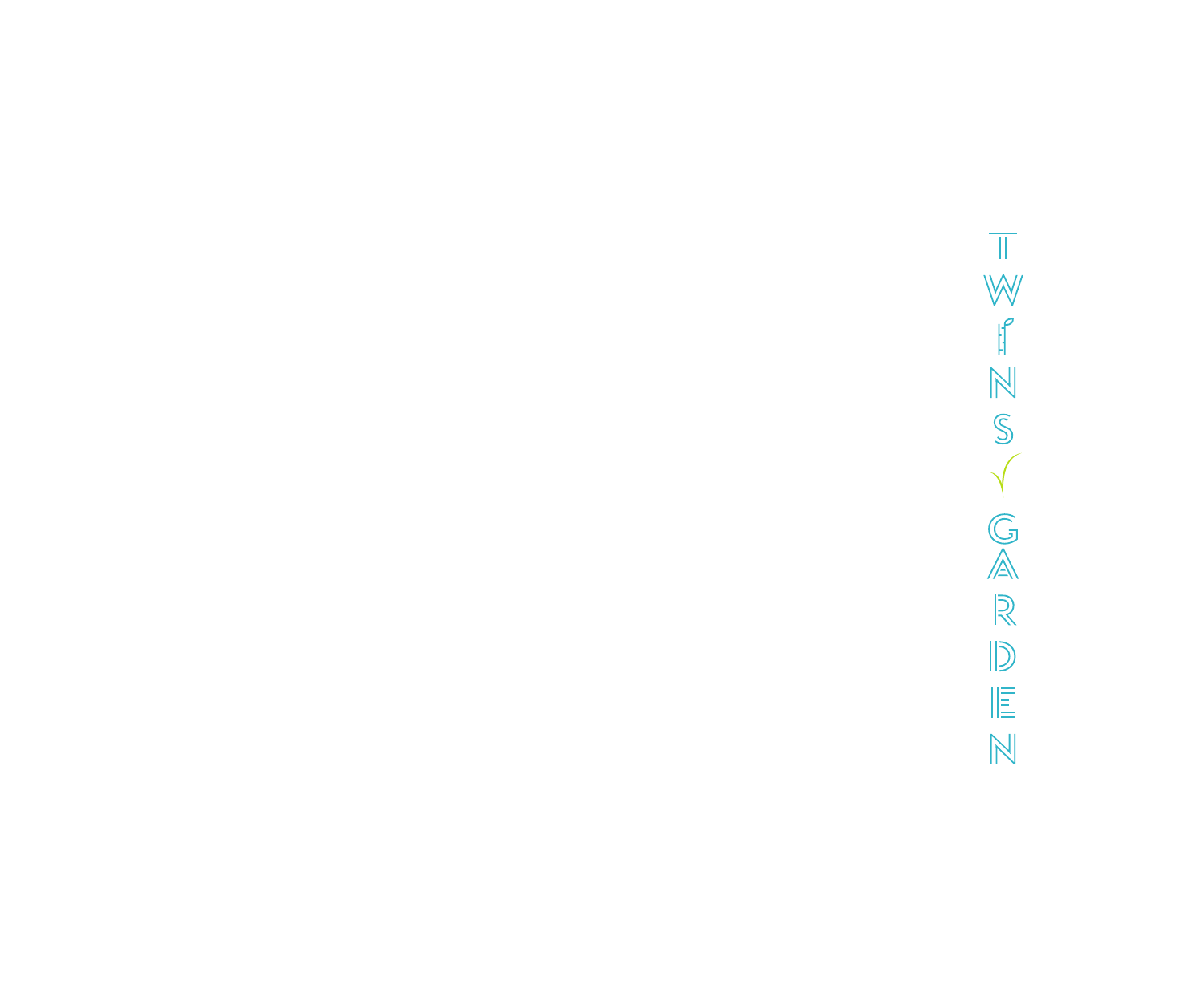TWINS GARDEN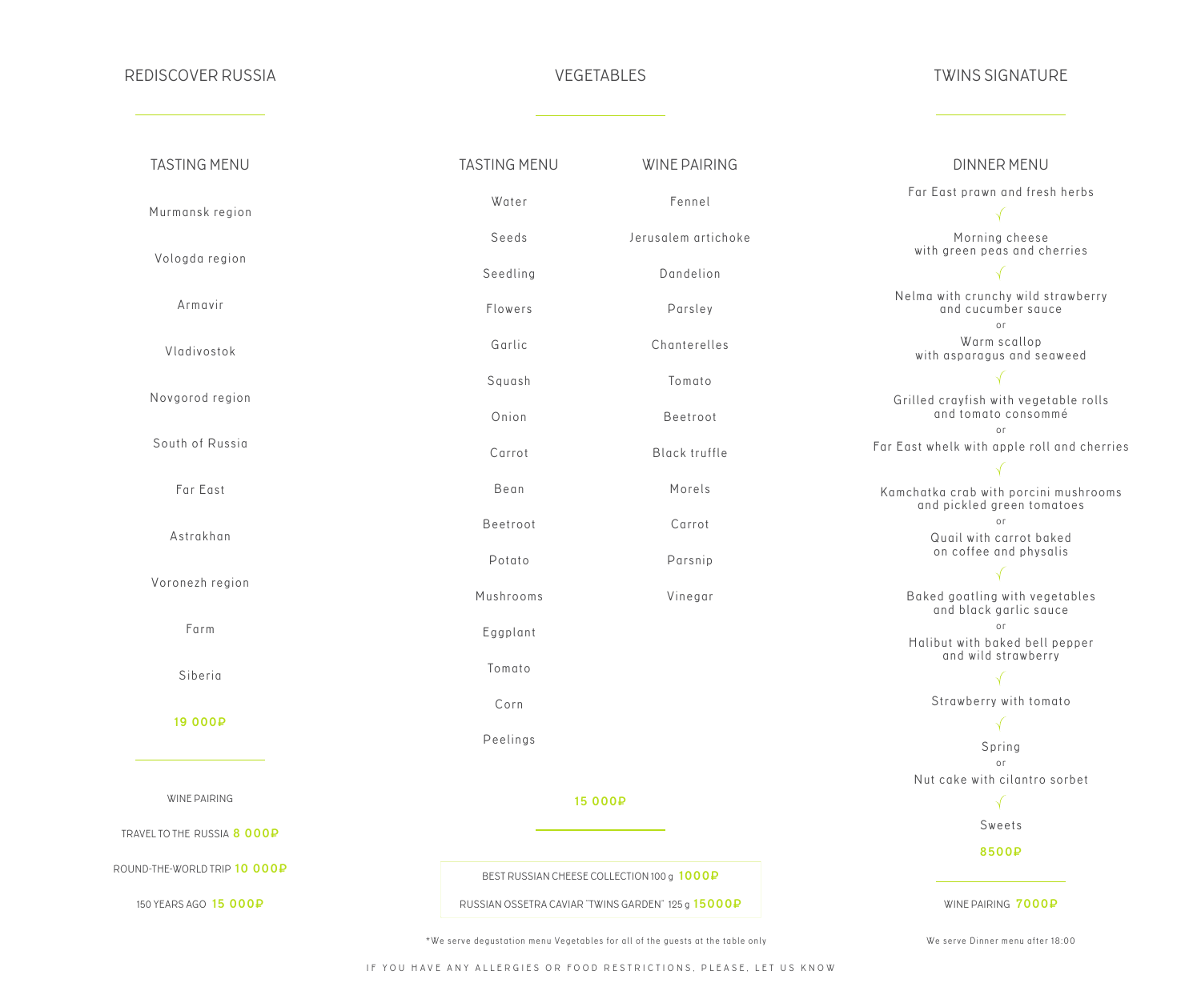## REDISCOVER RUSSIA

### TASTING MENU

Murmansk region

Vologda region

Armavir

Vladivostok

Novgorod region

South of Russia

Far East

Astrakhan

Voronezh region

Farm

Siberia

**19 000₽**

WINE PAIRING

TRAVEL TO THE RUSSIA **8 000₽**

ROUND-THE-WORLD TRIP **10 000₽**

150 YEARS AGO **15 000₽**

## VEGETABLES

| TASTING MENU | WINE PAIRING |
|---|---|
| Water | Fennel |
| Seeds | Jerusalem artichoke |
| Seedling | Dandelion |
| Flowers | Parsley |
| Garlic | Chanterelles |
| Squash | Tomato |
| Onion | Beetroot |
| Carrot | Black truffle |
| Bean | Morels |
| Beetroot | Carrot |
| Potato | Parsnip |
| Mushrooms | Vinegar |
| Eggplant | |
| Tomato | |
| Corn | |
| Peelings | |

**15 000₽**

BEST RUSSIAN CHEESE COLLECTION 100 g **1000₽**

RUSSIAN OSSETRA CAVIAR "TWINS GARDEN" 125 g **15000₽**

*We serve degustation menu Vegetables for all of the guests at the table only

## TWINS SIGNATURE

### DINNER MENU

Far East prawn and fresh herbs

√

Morning cheese
with green peas and cherries

√

Nelma with crunchy wild strawberry
and cucumber sauce

or

Warm scallop
with asparagus and seaweed

√

Grilled crayfish with vegetable rolls
and tomato consommé

or

Far East whelk with apple roll and cherries

√

Kamchatka crab with porcini mushrooms
and pickled green tomatoes

or

Quail with carrot baked
on coffee and physalis

√

Baked goatling with vegetables
and black garlic sauce

or

Halibut with baked bell pepper
and wild strawberry

√

Strawberry with tomato

√

Spring

or

Nut cake with cilantro sorbet

√

Sweets

**8500₽**

WINE PAIRING **7000₽**

We serve Dinner menu after 18:00

IF YOU HAVE ANY ALLERGIES OR FOOD RESTRICTIONS, PLEASE, LET US KNOW